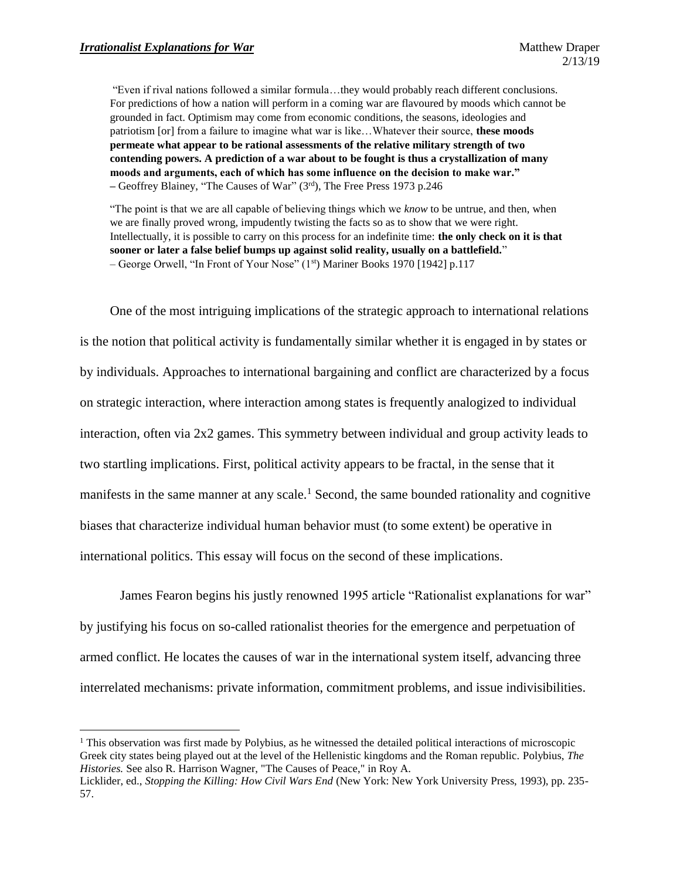*Irrationalist Explanations for War*

Matthew Draper
2/13/19

> "Even if rival nations followed a similar formula…they would probably reach different conclusions. For predictions of how a nation will perform in a coming war are flavoured by moods which cannot be grounded in fact. Optimism may come from economic conditions, the seasons, ideologies and patriotism [or] from a failure to imagine what war is like…Whatever their source, **these moods permeate what appear to be rational assessments of the relative military strength of two contending powers. A prediction of a war about to be fought is thus a crystallization of many moods and arguments, each of which has some influence on the decision to make war."**
> – Geoffrey Blainey, "The Causes of War" (3rd), The Free Press 1973 p.246

> "The point is that we are all capable of believing things which we *know* to be untrue, and then, when we are finally proved wrong, impudently twisting the facts so as to show that we were right. Intellectually, it is possible to carry on this process for an indefinite time: **the only check on it is that sooner or later a false belief bumps up against solid reality, usually on a battlefield.**"
> – George Orwell, "In Front of Your Nose" (1st) Mariner Books 1970 [1942] p.117

One of the most intriguing implications of the strategic approach to international relations is the notion that political activity is fundamentally similar whether it is engaged in by states or by individuals. Approaches to international bargaining and conflict are characterized by a focus on strategic interaction, where interaction among states is frequently analogized to individual interaction, often via 2x2 games. This symmetry between individual and group activity leads to two startling implications. First, political activity appears to be fractal, in the sense that it manifests in the same manner at any scale.[1] Second, the same bounded rationality and cognitive biases that characterize individual human behavior must (to some extent) be operative in international politics. This essay will focus on the second of these implications.

James Fearon begins his justly renowned 1995 article "Rationalist explanations for war" by justifying his focus on so-called rationalist theories for the emergence and perpetuation of armed conflict. He locates the causes of war in the international system itself, advancing three interrelated mechanisms: private information, commitment problems, and issue indivisibilities.

[1] This observation was first made by Polybius, as he witnessed the detailed political interactions of microscopic Greek city states being played out at the level of the Hellenistic kingdoms and the Roman republic. Polybius, *The Histories.* See also R. Harrison Wagner, "The Causes of Peace," in Roy A. Licklider, ed., *Stopping the Killing: How Civil Wars End* (New York: New York University Press, 1993), pp. 235-57.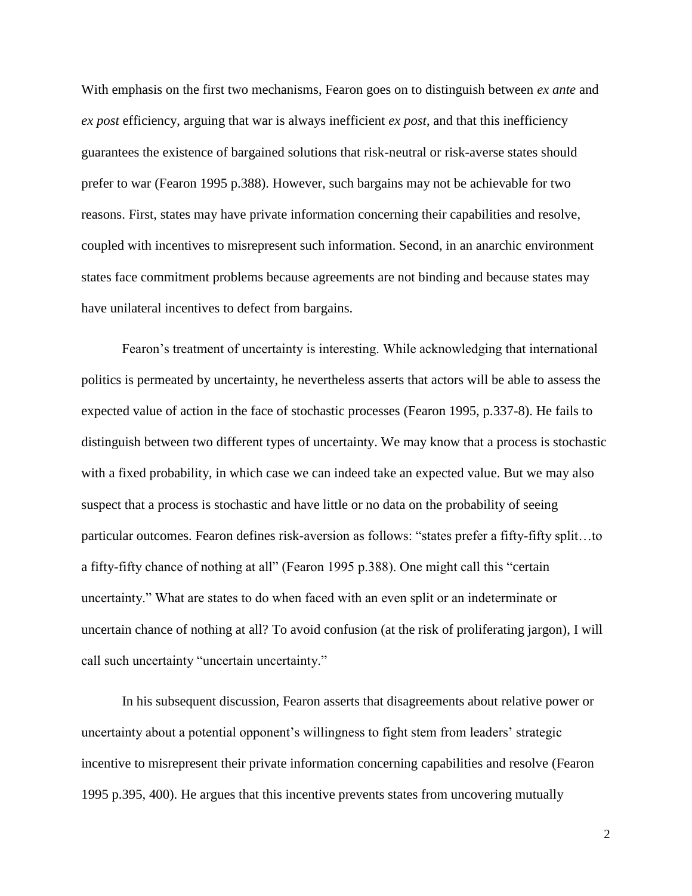With emphasis on the first two mechanisms, Fearon goes on to distinguish between *ex ante* and *ex post* efficiency, arguing that war is always inefficient *ex post*, and that this inefficiency guarantees the existence of bargained solutions that risk-neutral or risk-averse states should prefer to war (Fearon 1995 p.388). However, such bargains may not be achievable for two reasons. First, states may have private information concerning their capabilities and resolve, coupled with incentives to misrepresent such information. Second, in an anarchic environment states face commitment problems because agreements are not binding and because states may have unilateral incentives to defect from bargains.

Fearon's treatment of uncertainty is interesting. While acknowledging that international politics is permeated by uncertainty, he nevertheless asserts that actors will be able to assess the expected value of action in the face of stochastic processes (Fearon 1995, p.337-8). He fails to distinguish between two different types of uncertainty. We may know that a process is stochastic with a fixed probability, in which case we can indeed take an expected value. But we may also suspect that a process is stochastic and have little or no data on the probability of seeing particular outcomes. Fearon defines risk-aversion as follows: "states prefer a fifty-fifty split…to a fifty-fifty chance of nothing at all" (Fearon 1995 p.388). One might call this "certain uncertainty." What are states to do when faced with an even split or an indeterminate or uncertain chance of nothing at all? To avoid confusion (at the risk of proliferating jargon), I will call such uncertainty "uncertain uncertainty."

In his subsequent discussion, Fearon asserts that disagreements about relative power or uncertainty about a potential opponent's willingness to fight stem from leaders' strategic incentive to misrepresent their private information concerning capabilities and resolve (Fearon 1995 p.395, 400). He argues that this incentive prevents states from uncovering mutually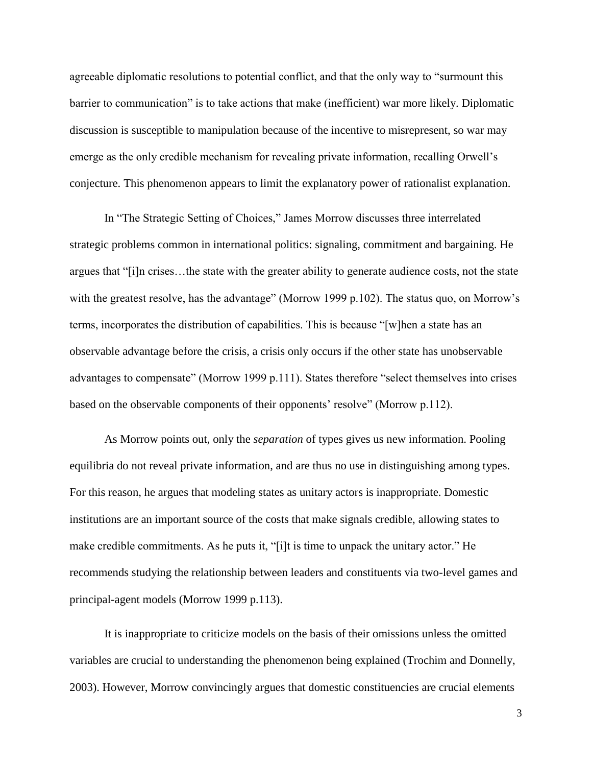agreeable diplomatic resolutions to potential conflict, and that the only way to "surmount this barrier to communication" is to take actions that make (inefficient) war more likely. Diplomatic discussion is susceptible to manipulation because of the incentive to misrepresent, so war may emerge as the only credible mechanism for revealing private information, recalling Orwell's conjecture. This phenomenon appears to limit the explanatory power of rationalist explanation.

In "The Strategic Setting of Choices," James Morrow discusses three interrelated strategic problems common in international politics: signaling, commitment and bargaining. He argues that "[i]n crises…the state with the greater ability to generate audience costs, not the state with the greatest resolve, has the advantage" (Morrow 1999 p.102). The status quo, on Morrow's terms, incorporates the distribution of capabilities. This is because "[w]hen a state has an observable advantage before the crisis, a crisis only occurs if the other state has unobservable advantages to compensate" (Morrow 1999 p.111). States therefore "select themselves into crises based on the observable components of their opponents' resolve" (Morrow p.112).

As Morrow points out, only the *separation* of types gives us new information. Pooling equilibria do not reveal private information, and are thus no use in distinguishing among types. For this reason, he argues that modeling states as unitary actors is inappropriate. Domestic institutions are an important source of the costs that make signals credible, allowing states to make credible commitments. As he puts it, "[i]t is time to unpack the unitary actor." He recommends studying the relationship between leaders and constituents via two-level games and principal-agent models (Morrow 1999 p.113).

It is inappropriate to criticize models on the basis of their omissions unless the omitted variables are crucial to understanding the phenomenon being explained (Trochim and Donnelly, 2003). However, Morrow convincingly argues that domestic constituencies are crucial elements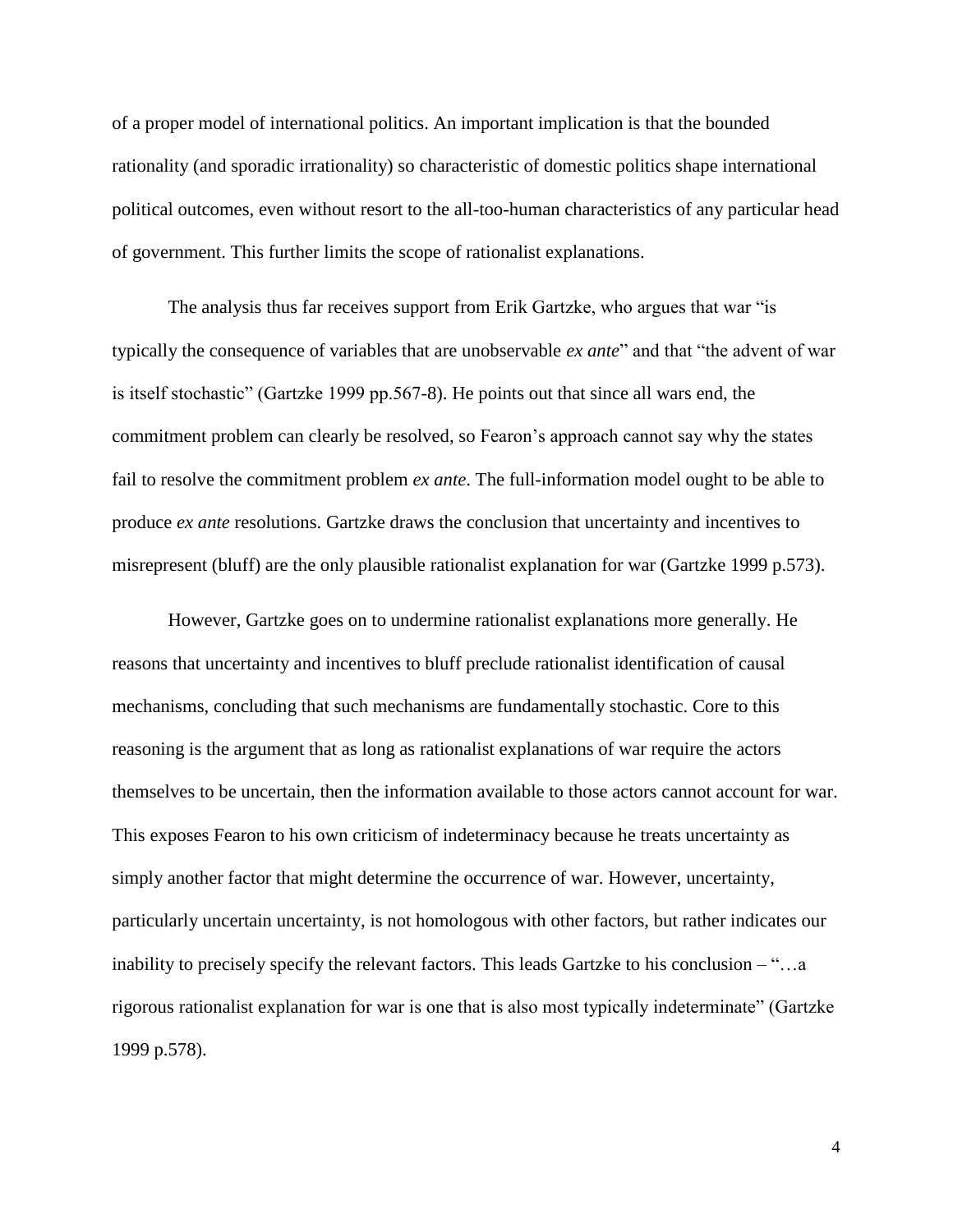of a proper model of international politics. An important implication is that the bounded rationality (and sporadic irrationality) so characteristic of domestic politics shape international political outcomes, even without resort to the all-too-human characteristics of any particular head of government. This further limits the scope of rationalist explanations.

The analysis thus far receives support from Erik Gartzke, who argues that war "is typically the consequence of variables that are unobservable *ex ante*" and that "the advent of war is itself stochastic" (Gartzke 1999 pp.567-8). He points out that since all wars end, the commitment problem can clearly be resolved, so Fearon's approach cannot say why the states fail to resolve the commitment problem *ex ante*. The full-information model ought to be able to produce *ex ante* resolutions. Gartzke draws the conclusion that uncertainty and incentives to misrepresent (bluff) are the only plausible rationalist explanation for war (Gartzke 1999 p.573).

However, Gartzke goes on to undermine rationalist explanations more generally. He reasons that uncertainty and incentives to bluff preclude rationalist identification of causal mechanisms, concluding that such mechanisms are fundamentally stochastic. Core to this reasoning is the argument that as long as rationalist explanations of war require the actors themselves to be uncertain, then the information available to those actors cannot account for war. This exposes Fearon to his own criticism of indeterminacy because he treats uncertainty as simply another factor that might determine the occurrence of war. However, uncertainty, particularly uncertain uncertainty, is not homologous with other factors, but rather indicates our inability to precisely specify the relevant factors. This leads Gartzke to his conclusion – "…a rigorous rationalist explanation for war is one that is also most typically indeterminate" (Gartzke 1999 p.578).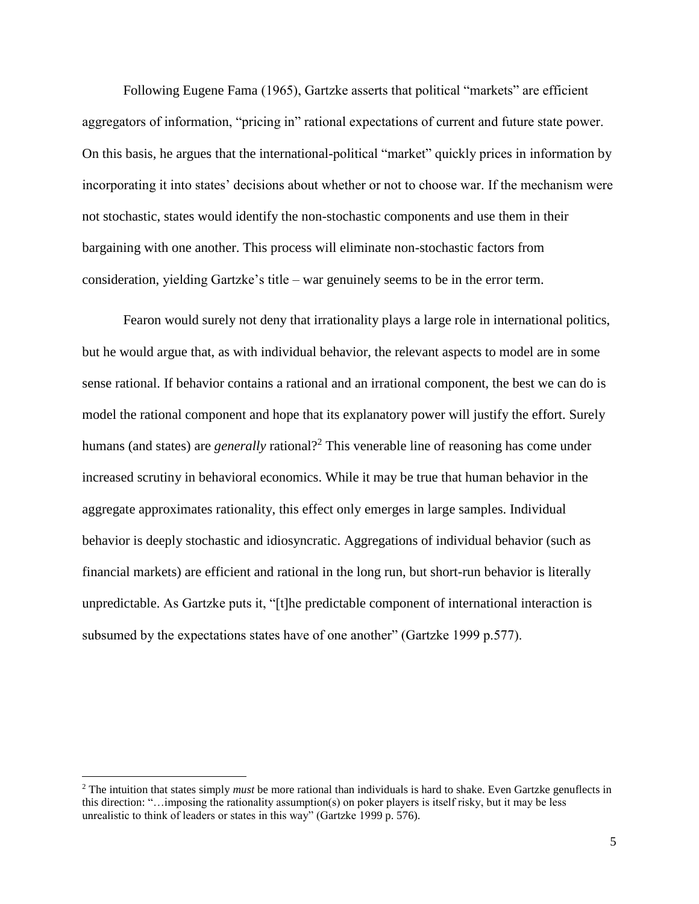Following Eugene Fama (1965), Gartzke asserts that political "markets" are efficient aggregators of information, "pricing in" rational expectations of current and future state power. On this basis, he argues that the international-political "market" quickly prices in information by incorporating it into states' decisions about whether or not to choose war. If the mechanism were not stochastic, states would identify the non-stochastic components and use them in their bargaining with one another. This process will eliminate non-stochastic factors from consideration, yielding Gartzke's title – war genuinely seems to be in the error term.

Fearon would surely not deny that irrationality plays a large role in international politics, but he would argue that, as with individual behavior, the relevant aspects to model are in some sense rational. If behavior contains a rational and an irrational component, the best we can do is model the rational component and hope that its explanatory power will justify the effort. Surely humans (and states) are *generally* rational?[2] This venerable line of reasoning has come under increased scrutiny in behavioral economics. While it may be true that human behavior in the aggregate approximates rationality, this effect only emerges in large samples. Individual behavior is deeply stochastic and idiosyncratic. Aggregations of individual behavior (such as financial markets) are efficient and rational in the long run, but short-run behavior is literally unpredictable. As Gartzke puts it, "[t]he predictable component of international interaction is subsumed by the expectations states have of one another" (Gartzke 1999 p.577).

[2] The intuition that states simply *must* be more rational than individuals is hard to shake. Even Gartzke genuflects in this direction: "…imposing the rationality assumption(s) on poker players is itself risky, but it may be less unrealistic to think of leaders or states in this way" (Gartzke 1999 p. 576).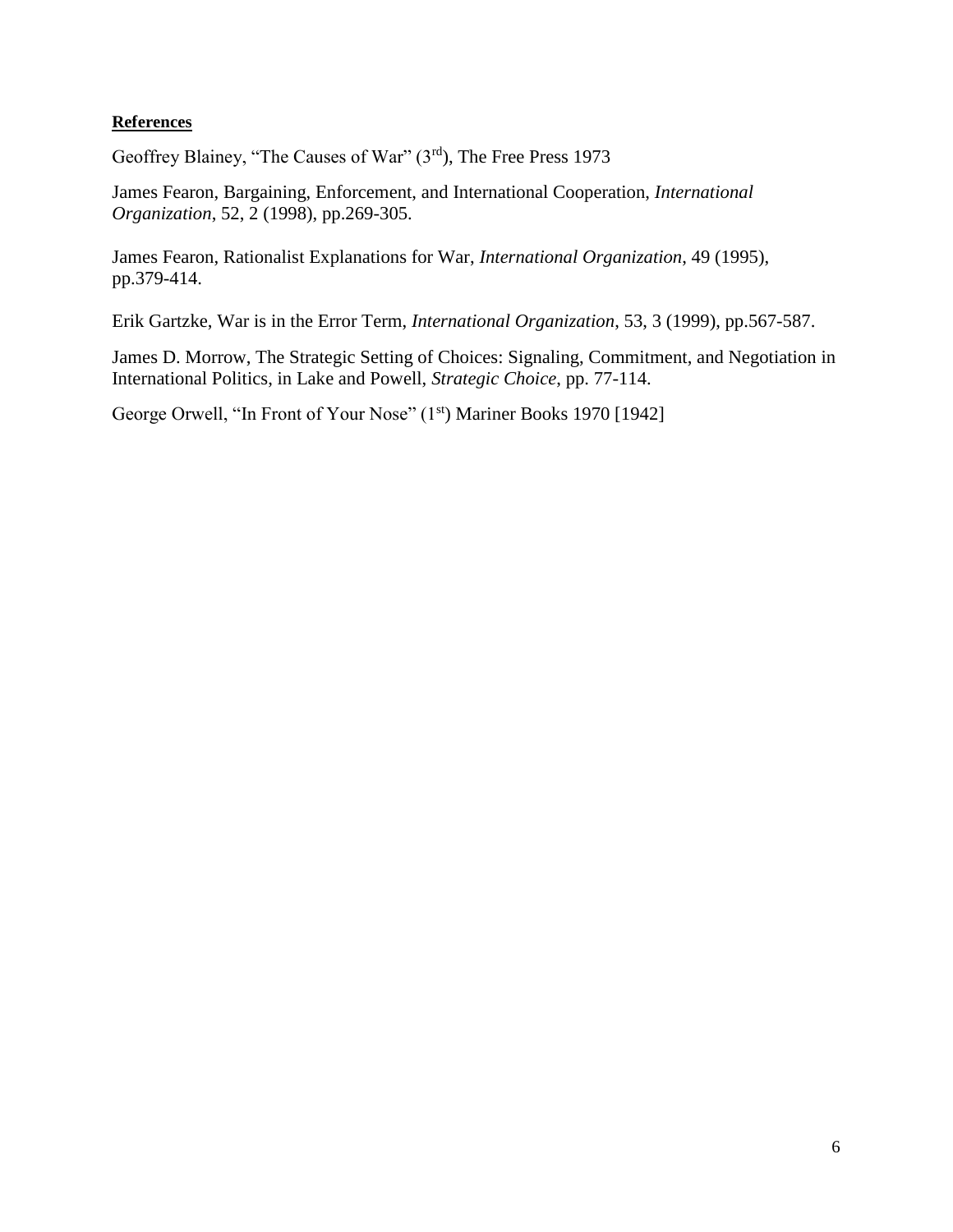**References**

Geoffrey Blainey, “The Causes of War” (3rd), The Free Press 1973

James Fearon, Bargaining, Enforcement, and International Cooperation, *International Organization*, 52, 2 (1998), pp.269-305.

James Fearon, Rationalist Explanations for War, *International Organization*, 49 (1995), pp.379-414.

Erik Gartzke, War is in the Error Term, *International Organization*, 53, 3 (1999), pp.567-587.

James D. Morrow, The Strategic Setting of Choices: Signaling, Commitment, and Negotiation in International Politics, in Lake and Powell, *Strategic Choice*, pp. 77-114.

George Orwell, “In Front of Your Nose” (1st) Mariner Books 1970 [1942]